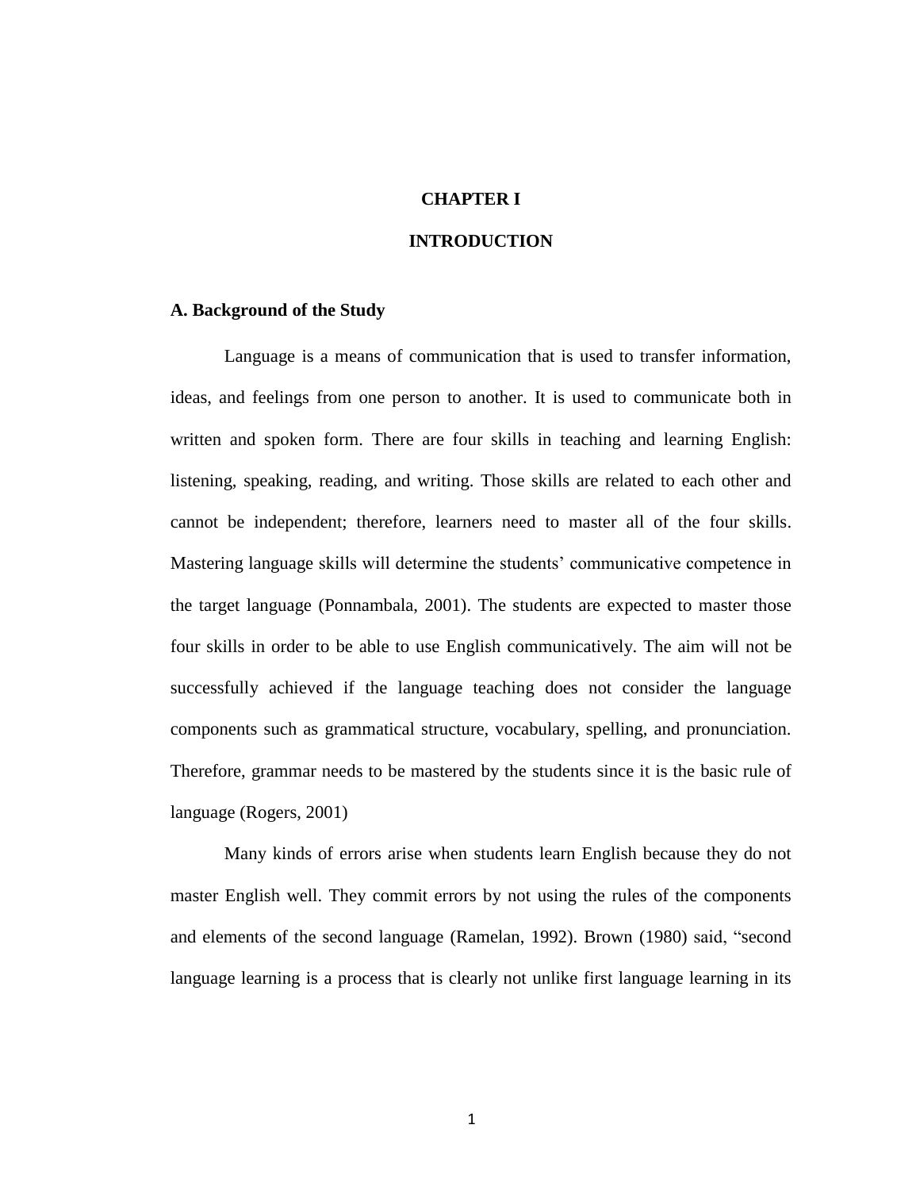# CHAPTER I

# INTRODUCTION

## A. Background of the Study

Language is a means of communication that is used to transfer information, ideas, and feelings from one person to another. It is used to communicate both in written and spoken form. There are four skills in teaching and learning English: listening, speaking, reading, and writing. Those skills are related to each other and cannot be independent; therefore, learners need to master all of the four skills. Mastering language skills will determine the students' communicative competence in the target language (Ponnambala, 2001). The students are expected to master those four skills in order to be able to use English communicatively. The aim will not be successfully achieved if the language teaching does not consider the language components such as grammatical structure, vocabulary, spelling, and pronunciation. Therefore, grammar needs to be mastered by the students since it is the basic rule of language (Rogers, 2001)

Many kinds of errors arise when students learn English because they do not master English well. They commit errors by not using the rules of the components and elements of the second language (Ramelan, 1992). Brown (1980) said, "second language learning is a process that is clearly not unlike first language learning in its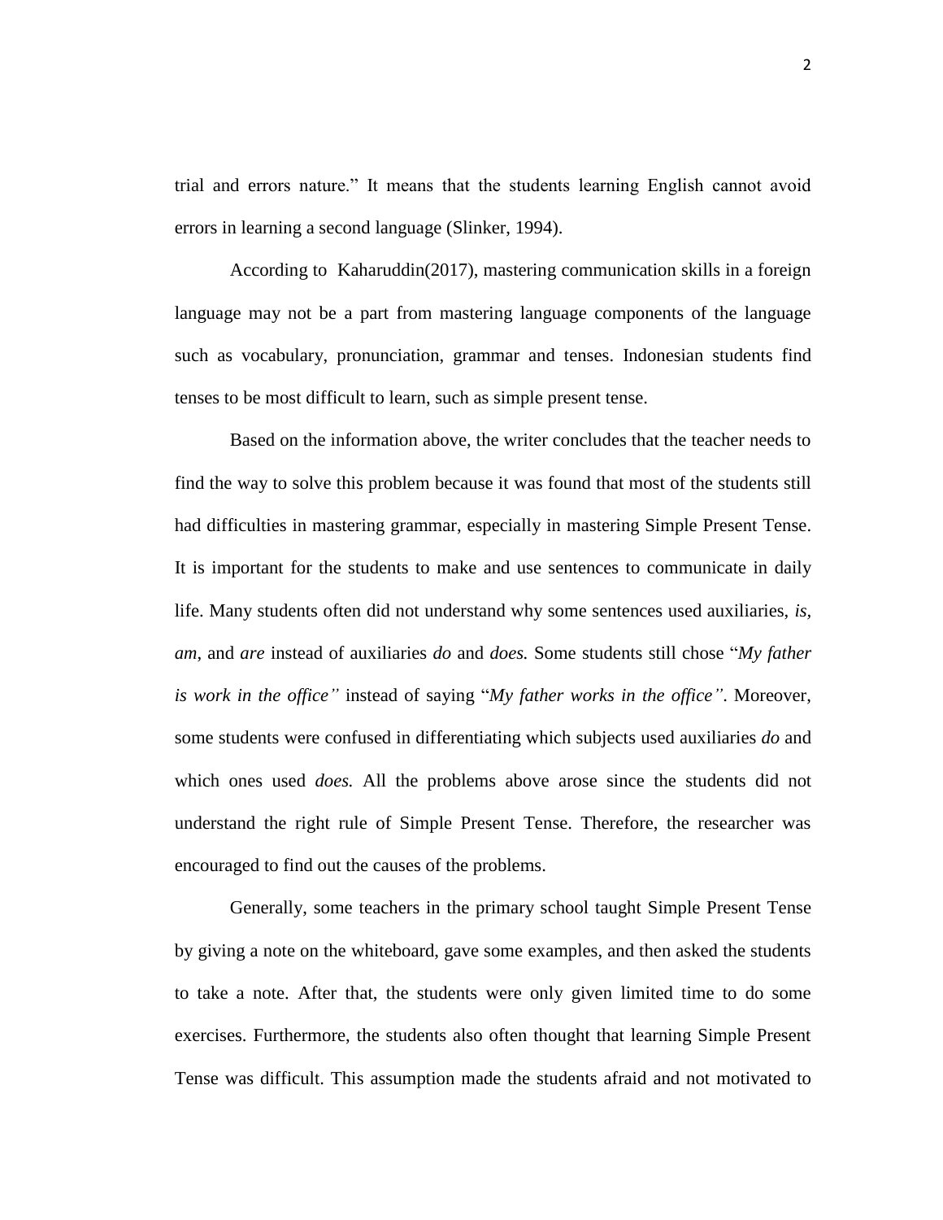trial and errors nature." It means that the students learning English cannot avoid errors in learning a second language (Slinker, 1994).

According to  Kaharuddin(2017), mastering communication skills in a foreign language may not be a part from mastering language components of the language such as vocabulary, pronunciation, grammar and tenses. Indonesian students find tenses to be most difficult to learn, such as simple present tense.

Based on the information above, the writer concludes that the teacher needs to find the way to solve this problem because it was found that most of the students still had difficulties in mastering grammar, especially in mastering Simple Present Tense. It is important for the students to make and use sentences to communicate in daily life. Many students often did not understand why some sentences used auxiliaries, *is*, *am*, and *are* instead of auxiliaries *do* and *does.* Some students still chose "*My father is work in the office"* instead of saying "*My father works in the office"*. Moreover, some students were confused in differentiating which subjects used auxiliaries *do* and which ones used *does.* All the problems above arose since the students did not understand the right rule of Simple Present Tense. Therefore, the researcher was encouraged to find out the causes of the problems.

Generally, some teachers in the primary school taught Simple Present Tense by giving a note on the whiteboard, gave some examples, and then asked the students to take a note. After that, the students were only given limited time to do some exercises. Furthermore, the students also often thought that learning Simple Present Tense was difficult. This assumption made the students afraid and not motivated to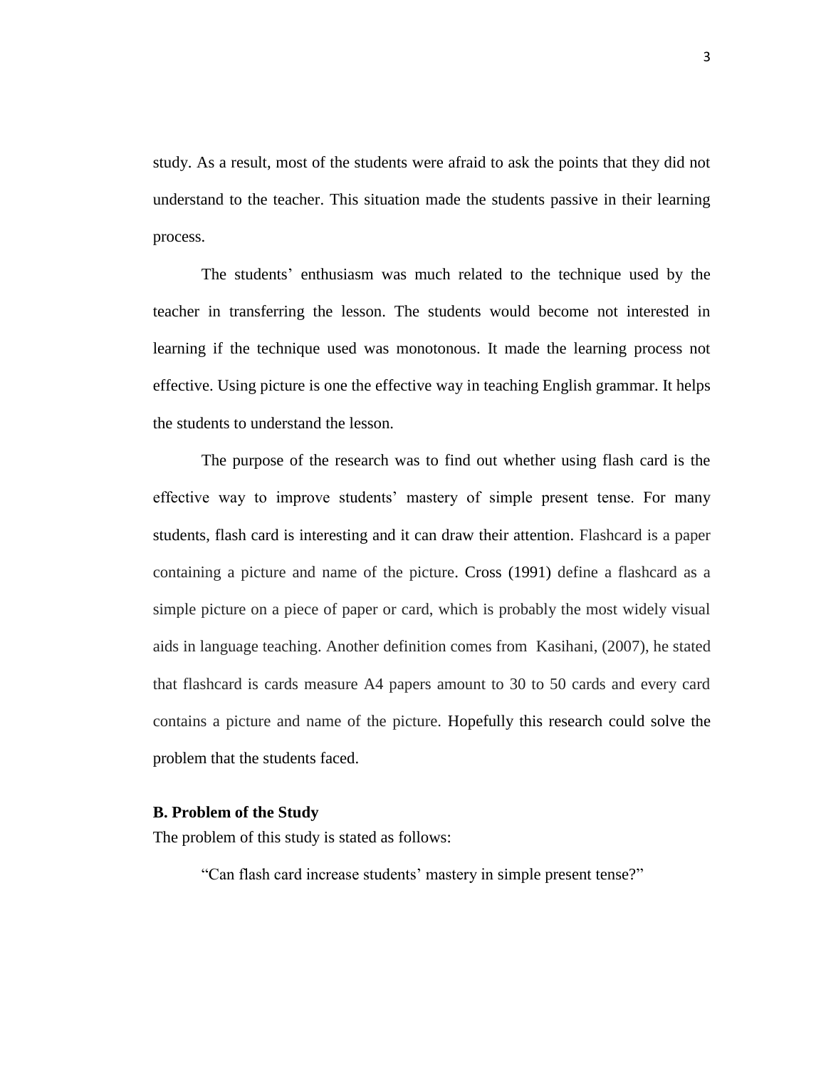study. As a result, most of the students were afraid to ask the points that they did not understand to the teacher. This situation made the students passive in their learning process.

The students' enthusiasm was much related to the technique used by the teacher in transferring the lesson. The students would become not interested in learning if the technique used was monotonous. It made the learning process not effective. Using picture is one the effective way in teaching English grammar. It helps the students to understand the lesson.

The purpose of the research was to find out whether using flash card is the effective way to improve students' mastery of simple present tense. For many students, flash card is interesting and it can draw their attention. Flashcard is a paper containing a picture and name of the picture. Cross (1991) define a flashcard as a simple picture on a piece of paper or card, which is probably the most widely visual aids in language teaching. Another definition comes from Kasihani, (2007), he stated that flashcard is cards measure A4 papers amount to 30 to 50 cards and every card contains a picture and name of the picture. Hopefully this research could solve the problem that the students faced.

**B. Problem of the Study**

The problem of this study is stated as follows:

"Can flash card increase students' mastery in simple present tense?"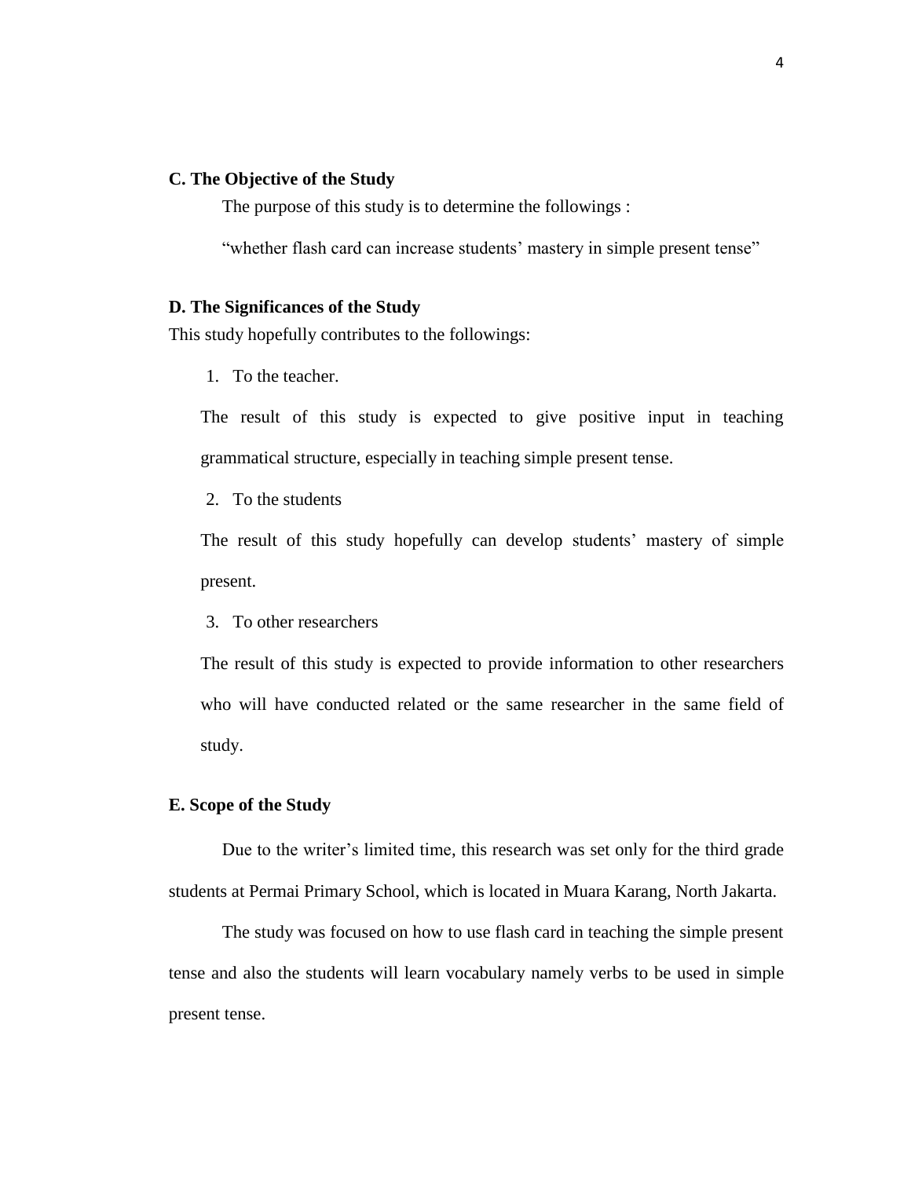## C. The Objective of the Study

The purpose of this study is to determine the followings :

"whether flash card can increase students' mastery in simple present tense"

## D. The Significances of the Study

This study hopefully contributes to the followings:

1. To the teacher.

The result of this study is expected to give positive input in teaching grammatical structure, especially in teaching simple present tense.

2. To the students

The result of this study hopefully can develop students' mastery of simple present.

3. To other researchers

The result of this study is expected to provide information to other researchers who will have conducted related or the same researcher in the same field of study.

## E. Scope of the Study

Due to the writer's limited time, this research was set only for the third grade students at Permai Primary School, which is located in Muara Karang, North Jakarta.

The study was focused on how to use flash card in teaching the simple present tense and also the students will learn vocabulary namely verbs to be used in simple present tense.